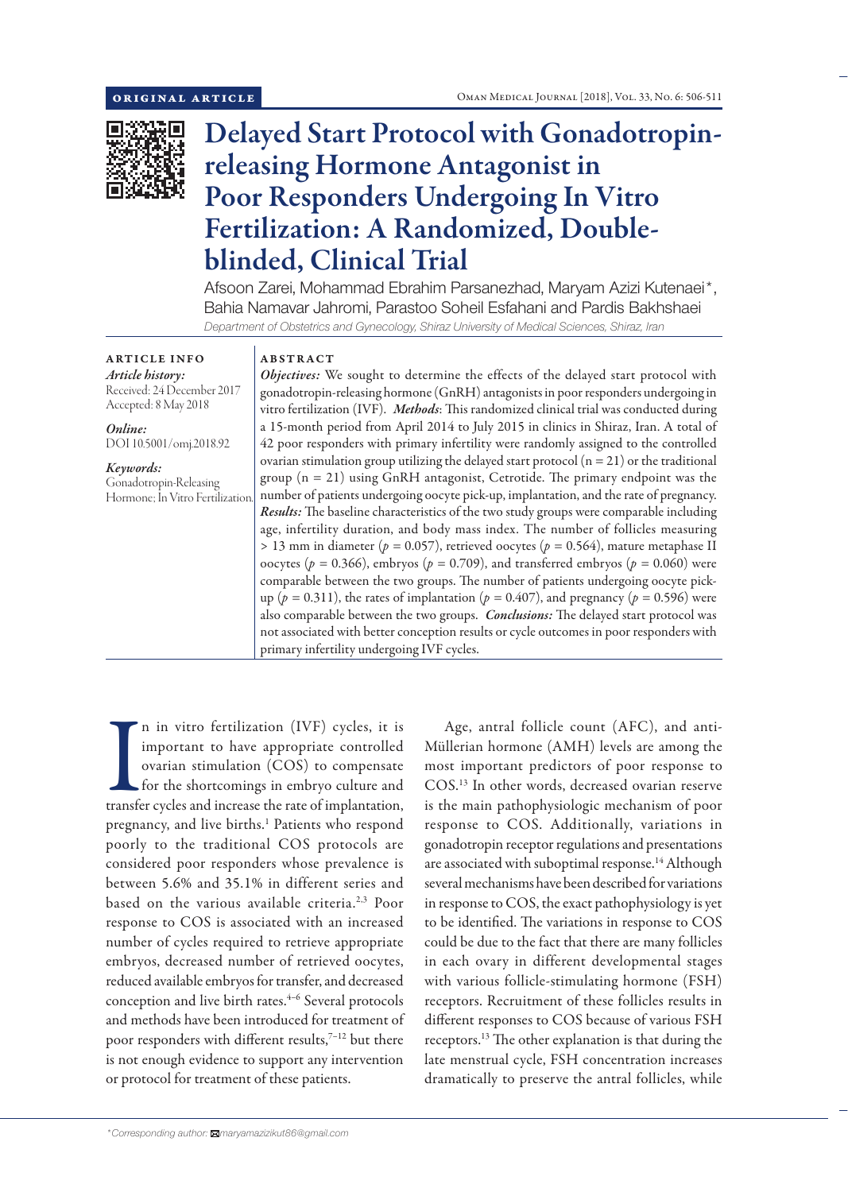ORIGINAL ARTICLE

# Delayed Start Protocol with Gonadotropin-releasing Hormone Antagonist in Poor Responders Undergoing In Vitro Fertilization: A Randomized, Double-blinded, Clinical Trial

Afsoon Zarei, Mohammad Ebrahim Parsanezhad, Maryam Azizi Kutenaei*, Bahia Namavar Jahromi, Parastoo Soheil Esfahani and Pardis Bakhshaei

*Department of Obstetrics and Gynecology, Shiraz University of Medical Sciences, Shiraz, Iran*

**ARTICLE INFO**

***Article history:***
Received: 24 December 2017
Accepted: 8 May 2018

***Online:***
DOI 10.5001/omj.2018.92

***Keywords:***
Gonadotropin-Releasing Hormone; In Vitro Fertilization.

**ABSTRACT**

***Objectives:*** We sought to determine the effects of the delayed start protocol with gonadotropin-releasing hormone (GnRH) antagonists in poor responders undergoing in vitro fertilization (IVF). ***Methods***: This randomized clinical trial was conducted during a 15-month period from April 2014 to July 2015 in clinics in Shiraz, Iran. A total of 42 poor responders with primary infertility were randomly assigned to the controlled ovarian stimulation group utilizing the delayed start protocol (n = 21) or the traditional group (n = 21) using GnRH antagonist, Cetrotide. The primary endpoint was the number of patients undergoing oocyte pick-up, implantation, and the rate of pregnancy. ***Results:*** The baseline characteristics of the two study groups were comparable including age, infertility duration, and body mass index. The number of follicles measuring > 13 mm in diameter ($p = 0.057$), retrieved oocytes ($p = 0.564$), mature metaphase II oocytes ($p = 0.366$), embryos ($p = 0.709$), and transferred embryos ($p = 0.060$) were comparable between the two groups. The number of patients undergoing oocyte pick-up ($p = 0.311$), the rates of implantation ($p = 0.407$), and pregnancy ($p = 0.596$) were also comparable between the two groups. ***Conclusions:*** The delayed start protocol was not associated with better conception results or cycle outcomes in poor responders with primary infertility undergoing IVF cycles.

In in vitro fertilization (IVF) cycles, it is important to have appropriate controlled ovarian stimulation (COS) to compensate for the shortcomings in embryo culture and transfer cycles and increase the rate of implantation, pregnancy, and live births.[1] Patients who respond poorly to the traditional COS protocols are considered poor responders whose prevalence is between 5.6% and 35.1% in different series and based on the various available criteria.[2,3] Poor response to COS is associated with an increased number of cycles required to retrieve appropriate embryos, decreased number of retrieved oocytes, reduced available embryos for transfer, and decreased conception and live birth rates.[4–6] Several protocols and methods have been introduced for treatment of poor responders with different results,[7–12] but there is not enough evidence to support any intervention or protocol for treatment of these patients.

Age, antral follicle count (AFC), and anti-Müllerian hormone (AMH) levels are among the most important predictors of poor response to COS.[13] In other words, decreased ovarian reserve is the main pathophysiologic mechanism of poor response to COS. Additionally, variations in gonadotropin receptor regulations and presentations are associated with suboptimal response.[14] Although several mechanisms have been described for variations in response to COS, the exact pathophysiology is yet to be identified. The variations in response to COS could be due to the fact that there are many follicles in each ovary in different developmental stages with various follicle-stimulating hormone (FSH) receptors. Recruitment of these follicles results in different responses to COS because of various FSH receptors.[13] The other explanation is that during the late menstrual cycle, FSH concentration increases dramatically to preserve the antral follicles, while

*Corresponding author: maryamazizikut86@gmail.com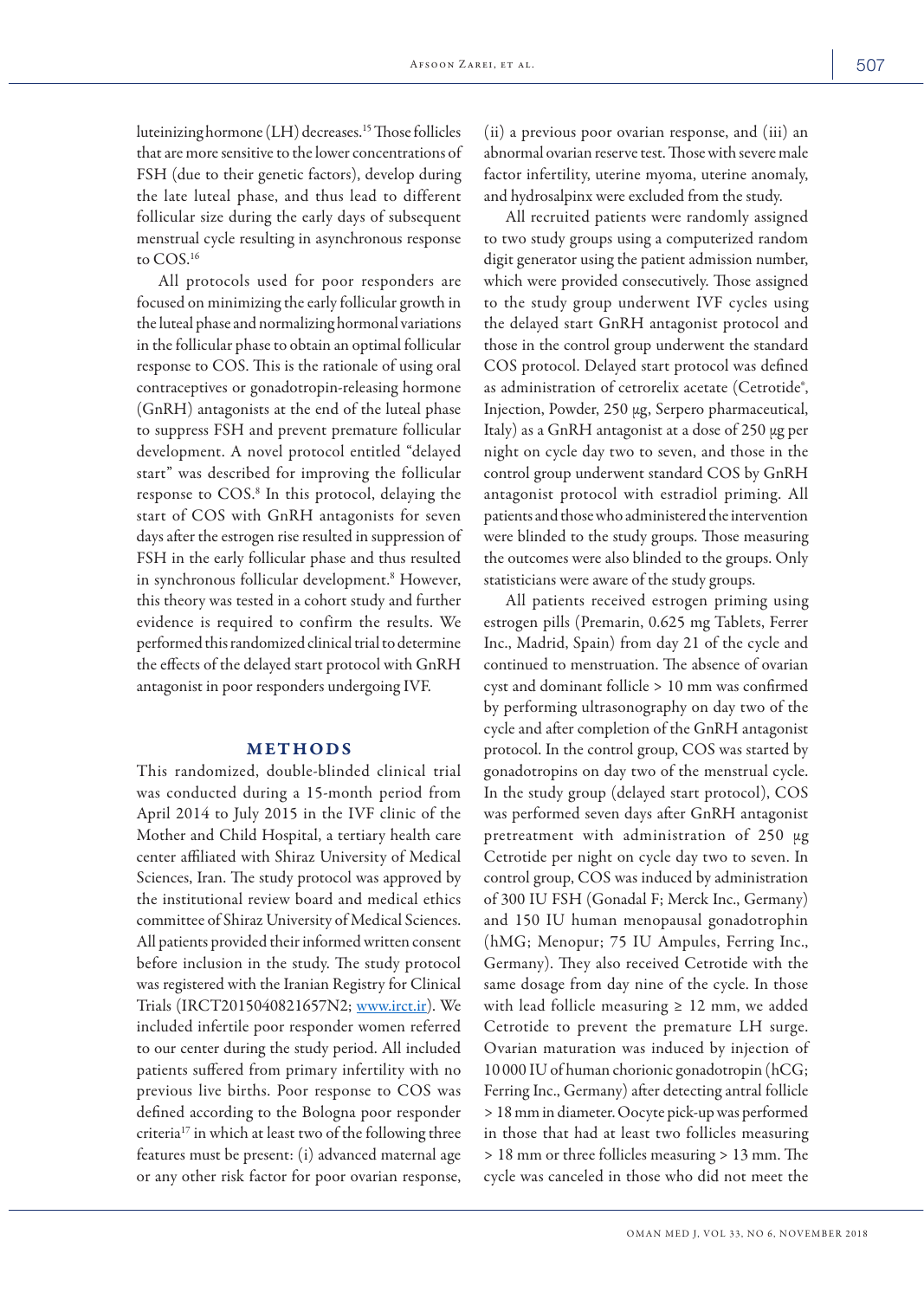luteinizing hormone (LH) decreases.[15] Those follicles that are more sensitive to the lower concentrations of FSH (due to their genetic factors), develop during the late luteal phase, and thus lead to different follicular size during the early days of subsequent menstrual cycle resulting in asynchronous response to COS.[16]

All protocols used for poor responders are focused on minimizing the early follicular growth in the luteal phase and normalizing hormonal variations in the follicular phase to obtain an optimal follicular response to COS. This is the rationale of using oral contraceptives or gonadotropin-releasing hormone (GnRH) antagonists at the end of the luteal phase to suppress FSH and prevent premature follicular development. A novel protocol entitled "delayed start" was described for improving the follicular response to COS.[8] In this protocol, delaying the start of COS with GnRH antagonists for seven days after the estrogen rise resulted in suppression of FSH in the early follicular phase and thus resulted in synchronous follicular development.[8] However, this theory was tested in a cohort study and further evidence is required to confirm the results. We performed this randomized clinical trial to determine the effects of the delayed start protocol with GnRH antagonist in poor responders undergoing IVF.

## METHODS

This randomized, double-blinded clinical trial was conducted during a 15-month period from April 2014 to July 2015 in the IVF clinic of the Mother and Child Hospital, a tertiary health care center affiliated with Shiraz University of Medical Sciences, Iran. The study protocol was approved by the institutional review board and medical ethics committee of Shiraz University of Medical Sciences. All patients provided their informed written consent before inclusion in the study. The study protocol was registered with the Iranian Registry for Clinical Trials (IRCT2015040821657N2; www.irct.ir). We included infertile poor responder women referred to our center during the study period. All included patients suffered from primary infertility with no previous live births. Poor response to COS was defined according to the Bologna poor responder criteria[17] in which at least two of the following three features must be present: (i) advanced maternal age or any other risk factor for poor ovarian response, (ii) a previous poor ovarian response, and (iii) an abnormal ovarian reserve test. Those with severe male factor infertility, uterine myoma, uterine anomaly, and hydrosalpinx were excluded from the study.

All recruited patients were randomly assigned to two study groups using a computerized random digit generator using the patient admission number, which were provided consecutively. Those assigned to the study group underwent IVF cycles using the delayed start GnRH antagonist protocol and those in the control group underwent the standard COS protocol. Delayed start protocol was defined as administration of cetrorelix acetate (Cetrotide®, Injection, Powder, 250 µg, Serpero pharmaceutical, Italy) as a GnRH antagonist at a dose of 250 µg per night on cycle day two to seven, and those in the control group underwent standard COS by GnRH antagonist protocol with estradiol priming. All patients and those who administered the intervention were blinded to the study groups. Those measuring the outcomes were also blinded to the groups. Only statisticians were aware of the study groups.

All patients received estrogen priming using estrogen pills (Premarin, 0.625 mg Tablets, Ferrer Inc., Madrid, Spain) from day 21 of the cycle and continued to menstruation. The absence of ovarian cyst and dominant follicle > 10 mm was confirmed by performing ultrasonography on day two of the cycle and after completion of the GnRH antagonist protocol. In the control group, COS was started by gonadotropins on day two of the menstrual cycle. In the study group (delayed start protocol), COS was performed seven days after GnRH antagonist pretreatment with administration of 250 µg Cetrotide per night on cycle day two to seven. In control group, COS was induced by administration of 300 IU FSH (Gonadal F; Merck Inc., Germany) and 150 IU human menopausal gonadotrophin (hMG; Menopur; 75 IU Ampules, Ferring Inc., Germany). They also received Cetrotide with the same dosage from day nine of the cycle. In those with lead follicle measuring ≥ 12 mm, we added Cetrotide to prevent the premature LH surge. Ovarian maturation was induced by injection of 10 000 IU of human chorionic gonadotropin (hCG; Ferring Inc., Germany) after detecting antral follicle > 18 mm in diameter. Oocyte pick-up was performed in those that had at least two follicles measuring > 18 mm or three follicles measuring > 13 mm. The cycle was canceled in those who did not meet the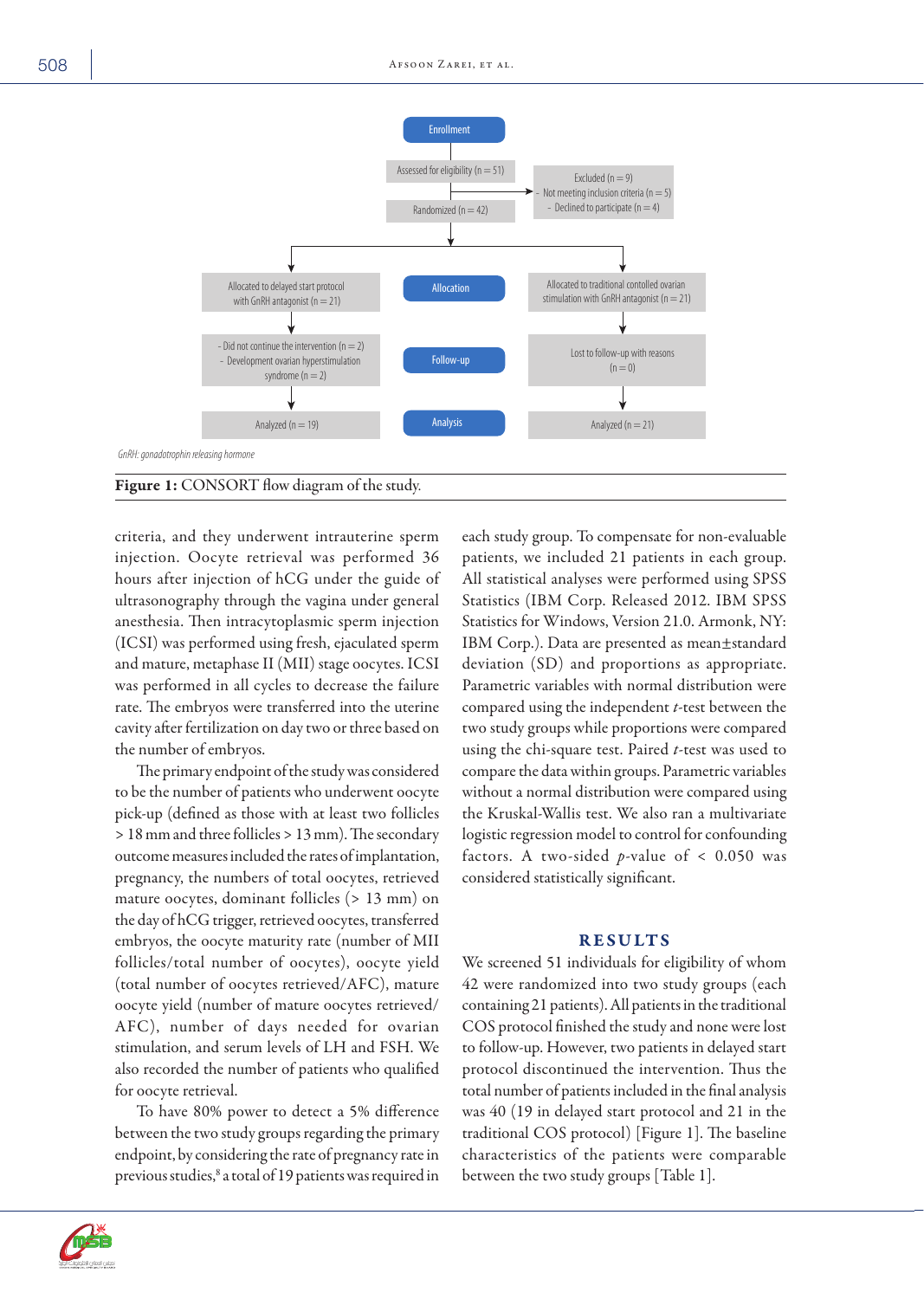Enrollment

Assessed for eligibility (n = 51)

Excluded (n = 9)
- Not meeting inclusion criteria (n = 5)
- Declined to participate (n = 4)

Randomized (n = 42)

Allocation

Allocated to delayed start protocol with GnRH antagonist (n = 21)

Allocated to traditional contolled ovarian stimulation with GnRH antagonist (n = 21)

Follow-up

- Did not continue the intervention (n = 2)
- Development ovarian hyperstimulation syndrome (n = 2)

Lost to follow-up with reasons (n = 0)

Analysis

Analyzed (n = 19)

Analyzed (n = 21)

*GnRH: gonadotrophin releasing hormone*

**Figure 1:** CONSORT flow diagram of the study.

criteria, and they underwent intrauterine sperm injection. Oocyte retrieval was performed 36 hours after injection of hCG under the guide of ultrasonography through the vagina under general anesthesia. Then intracytoplasmic sperm injection (ICSI) was performed using fresh, ejaculated sperm and mature, metaphase II (MII) stage oocytes. ICSI was performed in all cycles to decrease the failure rate. The embryos were transferred into the uterine cavity after fertilization on day two or three based on the number of embryos.

The primary endpoint of the study was considered to be the number of patients who underwent oocyte pick-up (defined as those with at least two follicles > 18 mm and three follicles > 13 mm). The secondary outcome measures included the rates of implantation, pregnancy, the numbers of total oocytes, retrieved mature oocytes, dominant follicles (> 13 mm) on the day of hCG trigger, retrieved oocytes, transferred embryos, the oocyte maturity rate (number of MII follicles/total number of oocytes), oocyte yield (total number of oocytes retrieved/AFC), mature oocyte yield (number of mature oocytes retrieved/AFC), number of days needed for ovarian stimulation, and serum levels of LH and FSH. We also recorded the number of patients who qualified for oocyte retrieval.

To have 80% power to detect a 5% difference between the two study groups regarding the primary endpoint, by considering the rate of pregnancy rate in previous studies,[8] a total of 19 patients was required in each study group. To compensate for non-evaluable patients, we included 21 patients in each group. All statistical analyses were performed using SPSS Statistics (IBM Corp. Released 2012. IBM SPSS Statistics for Windows, Version 21.0. Armonk, NY: IBM Corp.). Data are presented as mean±standard deviation (SD) and proportions as appropriate. Parametric variables with normal distribution were compared using the independent *t*-test between the two study groups while proportions were compared using the chi-square test. Paired *t*-test was used to compare the data within groups. Parametric variables without a normal distribution were compared using the Kruskal-Wallis test. We also ran a multivariate logistic regression model to control for confounding factors. A two-sided *p*-value of < 0.050 was considered statistically significant.

## RESULTS

We screened 51 individuals for eligibility of whom 42 were randomized into two study groups (each containing 21 patients). All patients in the traditional COS protocol finished the study and none were lost to follow-up. However, two patients in delayed start protocol discontinued the intervention. Thus the total number of patients included in the final analysis was 40 (19 in delayed start protocol and 21 in the traditional COS protocol) [Figure 1]. The baseline characteristics of the patients were comparable between the two study groups [Table 1].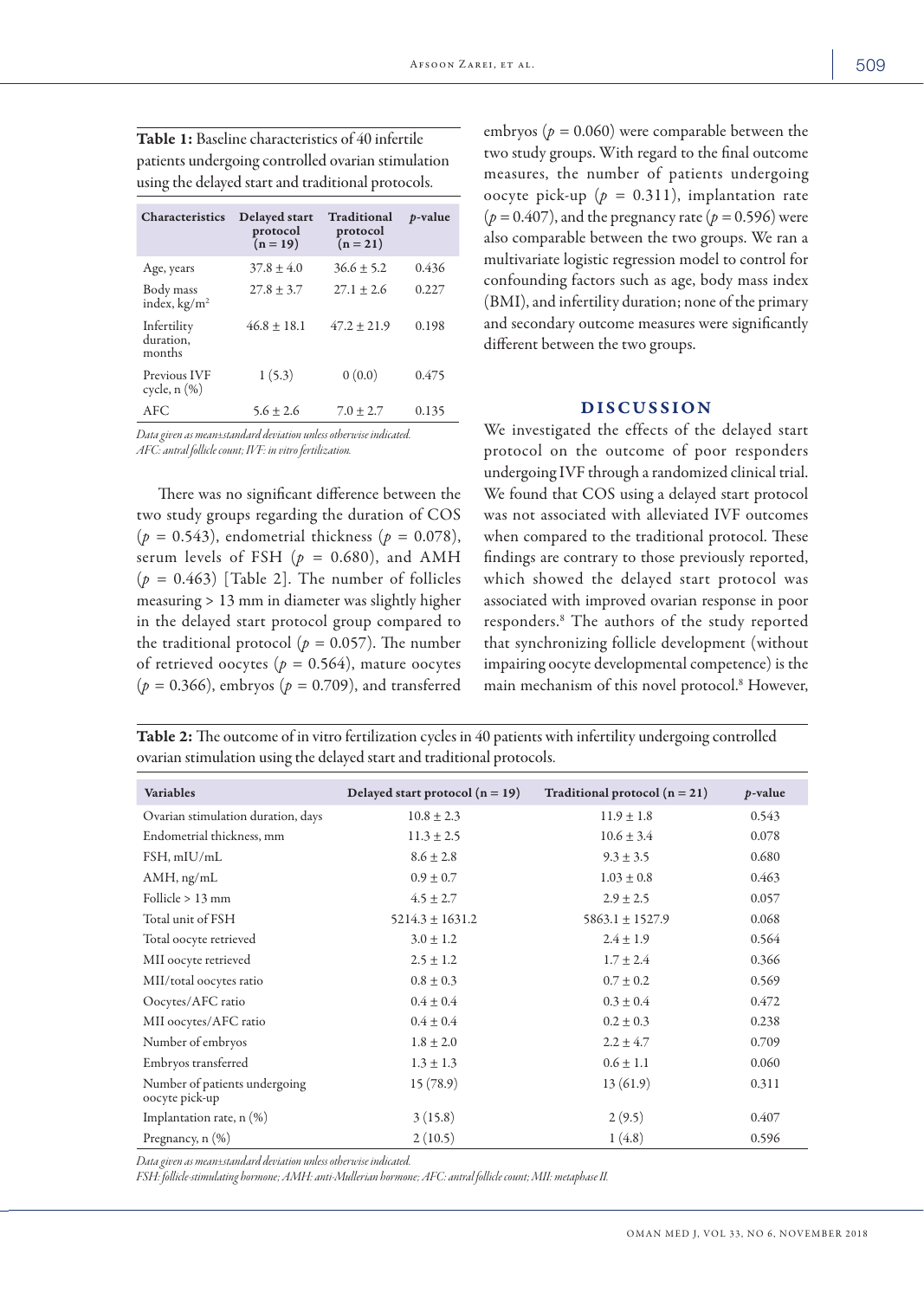**Table 1:** Baseline characteristics of 40 infertile patients undergoing controlled ovarian stimulation using the delayed start and traditional protocols.

| Characteristics | Delayed start protocol (n = 19) | Traditional protocol (n = 21) | p-value |
|---|---|---|---|
| Age, years | 37.8 ± 4.0 | 36.6 ± 5.2 | 0.436 |
| Body mass index, kg/m$^2$ | 27.8 ± 3.7 | 27.1 ± 2.6 | 0.227 |
| Infertility duration, months | 46.8 ± 18.1 | 47.2 ± 21.9 | 0.198 |
| Previous IVF cycle, n (%) | 1 (5.3) | 0 (0.0) | 0.475 |
| AFC | 5.6 ± 2.6 | 7.0 ± 2.7 | 0.135 |

*Data given as mean±standard deviation unless otherwise indicated.*
*AFC: antral follicle count; IVF: in vitro fertilization.*

There was no significant difference between the two study groups regarding the duration of COS ($p = 0.543$), endometrial thickness ($p = 0.078$), serum levels of FSH ($p = 0.680$), and AMH ($p = 0.463$) [Table 2]. The number of follicles measuring > 13 mm in diameter was slightly higher in the delayed start protocol group compared to the traditional protocol ($p = 0.057$). The number of retrieved oocytes ($p = 0.564$), mature oocytes ($p = 0.366$), embryos ($p = 0.709$), and transferred embryos ($p = 0.060$) were comparable between the two study groups. With regard to the final outcome measures, the number of patients undergoing oocyte pick-up ($p = 0.311$), implantation rate ($p = 0.407$), and the pregnancy rate ($p = 0.596$) were also comparable between the two groups. We ran a multivariate logistic regression model to control for confounding factors such as age, body mass index (BMI), and infertility duration; none of the primary and secondary outcome measures were significantly different between the two groups.

## DISCUSSION

We investigated the effects of the delayed start protocol on the outcome of poor responders undergoing IVF through a randomized clinical trial. We found that COS using a delayed start protocol was not associated with alleviated IVF outcomes when compared to the traditional protocol. These findings are contrary to those previously reported, which showed the delayed start protocol was associated with improved ovarian response in poor responders.[8] The authors of the study reported that synchronizing follicle development (without impairing oocyte developmental competence) is the main mechanism of this novel protocol.[8] However,

**Table 2:** The outcome of in vitro fertilization cycles in 40 patients with infertility undergoing controlled ovarian stimulation using the delayed start and traditional protocols.

| Variables | Delayed start protocol (n = 19) | Traditional protocol (n = 21) | p-value |
|---|---|---|---|
| Ovarian stimulation duration, days | 10.8 ± 2.3 | 11.9 ± 1.8 | 0.543 |
| Endometrial thickness, mm | 11.3 ± 2.5 | 10.6 ± 3.4 | 0.078 |
| FSH, mIU/mL | 8.6 ± 2.8 | 9.3 ± 3.5 | 0.680 |
| AMH, ng/mL | 0.9 ± 0.7 | 1.03 ± 0.8 | 0.463 |
| Follicle > 13 mm | 4.5 ± 2.7 | 2.9 ± 2.5 | 0.057 |
| Total unit of FSH | 5214.3 ± 1631.2 | 5863.1 ± 1527.9 | 0.068 |
| Total oocyte retrieved | 3.0 ± 1.2 | 2.4 ± 1.9 | 0.564 |
| MII oocyte retrieved | 2.5 ± 1.2 | 1.7 ± 2.4 | 0.366 |
| MII/total oocytes ratio | 0.8 ± 0.3 | 0.7 ± 0.2 | 0.569 |
| Oocytes/AFC ratio | 0.4 ± 0.4 | 0.3 ± 0.4 | 0.472 |
| MII oocytes/AFC ratio | 0.4 ± 0.4 | 0.2 ± 0.3 | 0.238 |
| Number of embryos | 1.8 ± 2.0 | 2.2 ± 4.7 | 0.709 |
| Embryos transferred | 1.3 ± 1.3 | 0.6 ± 1.1 | 0.060 |
| Number of patients undergoing oocyte pick-up | 15 (78.9) | 13 (61.9) | 0.311 |
| Implantation rate, n (%) | 3 (15.8) | 2 (9.5) | 0.407 |
| Pregnancy, n (%) | 2 (10.5) | 1 (4.8) | 0.596 |

*Data given as mean±standard deviation unless otherwise indicated.*
*FSH: follicle-stimulating hormone; AMH: anti-Mullerian hormone; AFC: antral follicle count; MII: metaphase II.*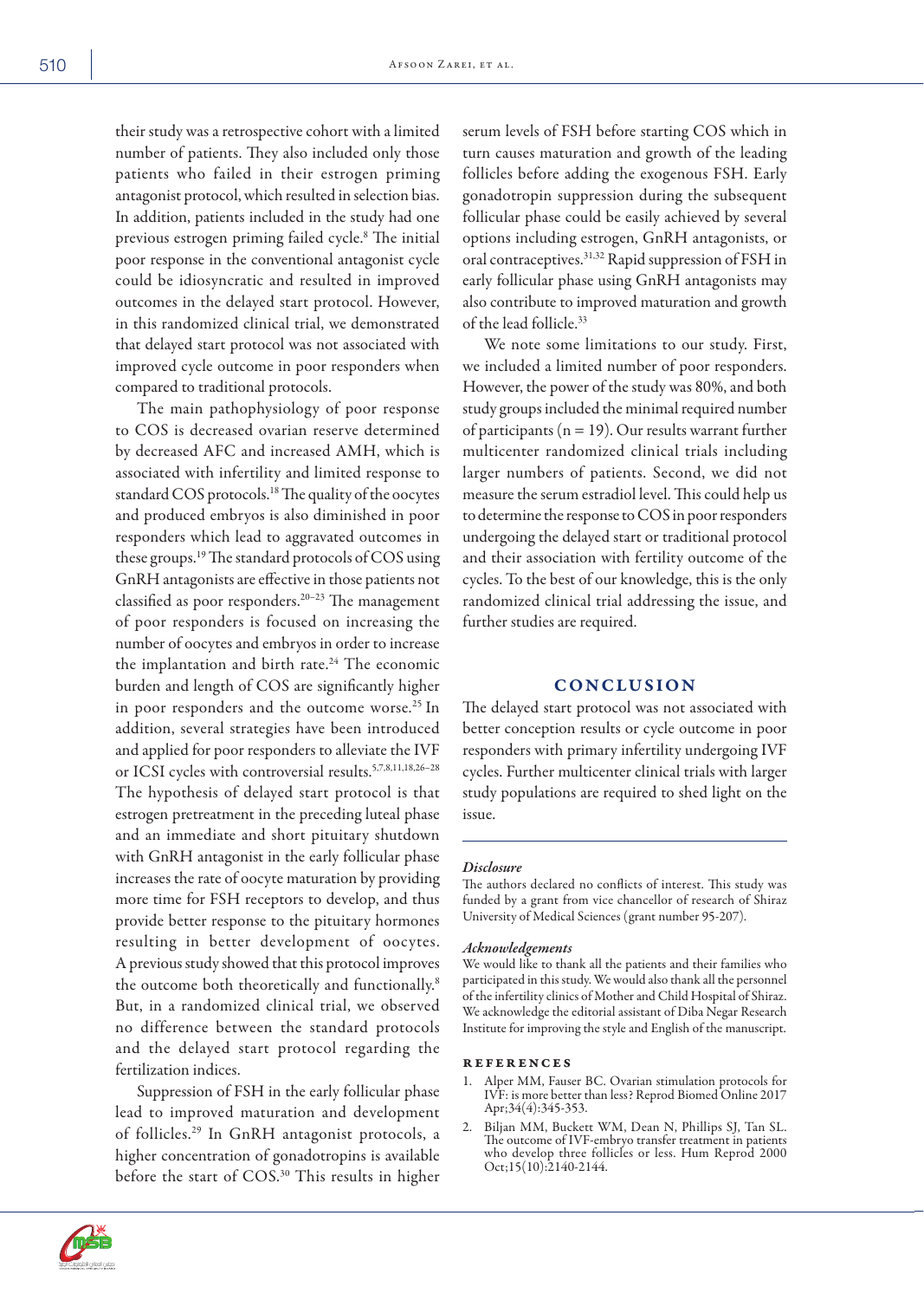their study was a retrospective cohort with a limited number of patients. They also included only those patients who failed in their estrogen priming antagonist protocol, which resulted in selection bias. In addition, patients included in the study had one previous estrogen priming failed cycle.[8] The initial poor response in the conventional antagonist cycle could be idiosyncratic and resulted in improved outcomes in the delayed start protocol. However, in this randomized clinical trial, we demonstrated that delayed start protocol was not associated with improved cycle outcome in poor responders when compared to traditional protocols.

The main pathophysiology of poor response to COS is decreased ovarian reserve determined by decreased AFC and increased AMH, which is associated with infertility and limited response to standard COS protocols.[18] The quality of the oocytes and produced embryos is also diminished in poor responders which lead to aggravated outcomes in these groups.[19] The standard protocols of COS using GnRH antagonists are effective in those patients not classified as poor responders.[20–23] The management of poor responders is focused on increasing the number of oocytes and embryos in order to increase the implantation and birth rate.[24] The economic burden and length of COS are significantly higher in poor responders and the outcome worse.[25] In addition, several strategies have been introduced and applied for poor responders to alleviate the IVF or ICSI cycles with controversial results.[5,7,8,11,18,26–28] The hypothesis of delayed start protocol is that estrogen pretreatment in the preceding luteal phase and an immediate and short pituitary shutdown with GnRH antagonist in the early follicular phase increases the rate of oocyte maturation by providing more time for FSH receptors to develop, and thus provide better response to the pituitary hormones resulting in better development of oocytes. A previous study showed that this protocol improves the outcome both theoretically and functionally.[8] But, in a randomized clinical trial, we observed no difference between the standard protocols and the delayed start protocol regarding the fertilization indices.

Suppression of FSH in the early follicular phase lead to improved maturation and development of follicles.[29] In GnRH antagonist protocols, a higher concentration of gonadotropins is available before the start of COS.[30] This results in higher serum levels of FSH before starting COS which in turn causes maturation and growth of the leading follicles before adding the exogenous FSH. Early gonadotropin suppression during the subsequent follicular phase could be easily achieved by several options including estrogen, GnRH antagonists, or oral contraceptives.[31,32] Rapid suppression of FSH in early follicular phase using GnRH antagonists may also contribute to improved maturation and growth of the lead follicle.[33]

We note some limitations to our study. First, we included a limited number of poor responders. However, the power of the study was 80%, and both study groups included the minimal required number of participants (n = 19). Our results warrant further multicenter randomized clinical trials including larger numbers of patients. Second, we did not measure the serum estradiol level. This could help us to determine the response to COS in poor responders undergoing the delayed start or traditional protocol and their association with fertility outcome of the cycles. To the best of our knowledge, this is the only randomized clinical trial addressing the issue, and further studies are required.

## CONCLUSION

The delayed start protocol was not associated with better conception results or cycle outcome in poor responders with primary infertility undergoing IVF cycles. Further multicenter clinical trials with larger study populations are required to shed light on the issue.

### *Disclosure*

The authors declared no conflicts of interest. This study was funded by a grant from vice chancellor of research of Shiraz University of Medical Sciences (grant number 95-207).

### *Acknowledgements*

We would like to thank all the patients and their families who participated in this study. We would also thank all the personnel of the infertility clinics of Mother and Child Hospital of Shiraz. We acknowledge the editorial assistant of Diba Negar Research Institute for improving the style and English of the manuscript.

### REFERENCES

1. Alper MM, Fauser BC. Ovarian stimulation protocols for IVF: is more better than less? Reprod Biomed Online 2017 Apr;34(4):345-353.
2. Biljan MM, Buckett WM, Dean N, Phillips SJ, Tan SL. The outcome of IVF-embryo transfer treatment in patients who develop three follicles or less. Hum Reprod 2000 Oct;15(10):2140-2144.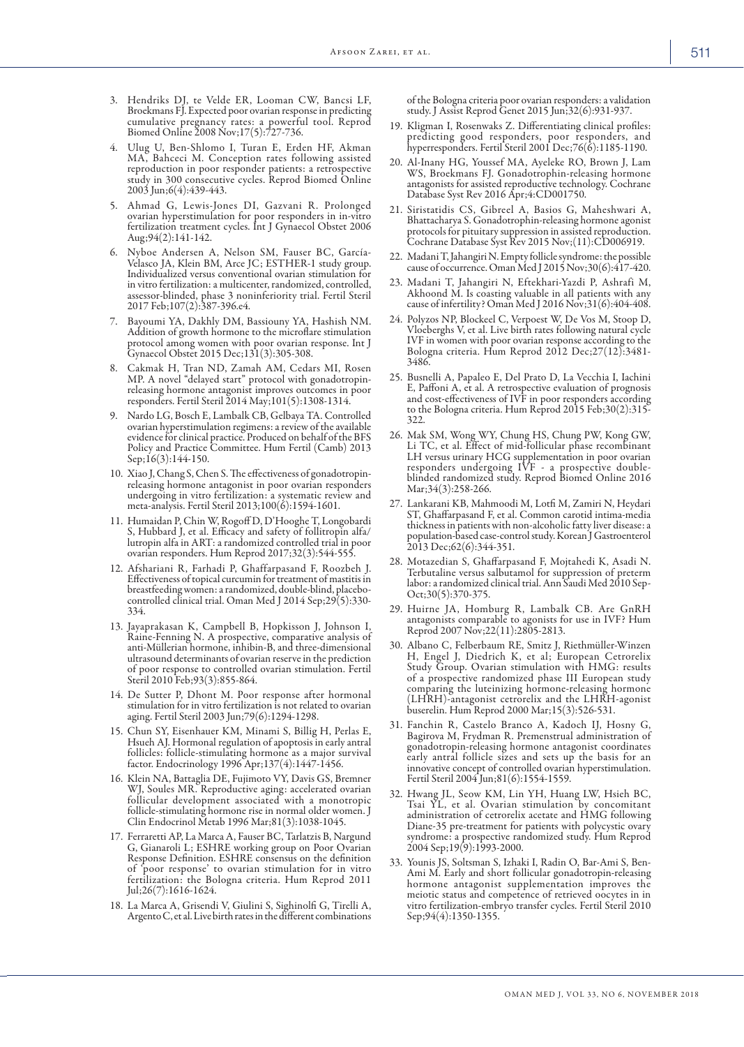3. Hendriks DJ, te Velde ER, Looman CW, Bancsi LF, Broekmans FJ. Expected poor ovarian response in predicting cumulative pregnancy rates: a powerful tool. Reprod Biomed Online 2008 Nov;17(5):727-736.
4. Ulug U, Ben-Shlomo I, Turan E, Erden HF, Akman MA, Bahceci M. Conception rates following assisted reproduction in poor responder patients: a retrospective study in 300 consecutive cycles. Reprod Biomed Online 2003 Jun;6(4):439-443.
5. Ahmad G, Lewis-Jones DI, Gazvani R. Prolonged ovarian hyperstimulation for poor responders in in-vitro fertilization treatment cycles. Int J Gynaecol Obstet 2006 Aug;94(2):141-142.
6. Nyboe Andersen A, Nelson SM, Fauser BC, García-Velasco JA, Klein BM, Arce JC; ESTHER-1 study group. Individualized versus conventional ovarian stimulation for in vitro fertilization: a multicenter, randomized, controlled, assessor-blinded, phase 3 noninferiority trial. Fertil Steril 2017 Feb;107(2):387-396.e4.
7. Bayoumi YA, Dakhly DM, Bassiouny YA, Hashish NM. Addition of growth hormone to the microflare stimulation protocol among women with poor ovarian response. Int J Gynaecol Obstet 2015 Dec;131(3):305-308.
8. Cakmak H, Tran ND, Zamah AM, Cedars MI, Rosen MP. A novel "delayed start" protocol with gonadotropin-releasing hormone antagonist improves outcomes in poor responders. Fertil Steril 2014 May;101(5):1308-1314.
9. Nardo LG, Bosch E, Lambalk CB, Gelbaya TA. Controlled ovarian hyperstimulation regimens: a review of the available evidence for clinical practice. Produced on behalf of the BFS Policy and Practice Committee. Hum Fertil (Camb) 2013 Sep;16(3):144-150.
10. Xiao J, Chang S, Chen S. The effectiveness of gonadotropin-releasing hormone antagonist in poor ovarian responders undergoing in vitro fertilization: a systematic review and meta-analysis. Fertil Steril 2013;100(6):1594-1601.
11. Humaidan P, Chin W, Rogoff D, D'Hooghe T, Longobardi S, Hubbard J, et al. Efficacy and safety of follitropin alfa/lutropin alfa in ART: a randomized controlled trial in poor ovarian responders. Hum Reprod 2017;32(3):544-555.
12. Afshariani R, Farhadi P, Ghaffarpasand F, Roozbeh J. Effectiveness of topical curcumin for treatment of mastitis in breastfeeding women: a randomized, double-blind, placebo-controlled clinical trial. Oman Med J 2014 Sep;29(5):330-334.
13. Jayaprakasan K, Campbell B, Hopkisson J, Johnson I, Raine-Fenning N. A prospective, comparative analysis of anti-Müllerian hormone, inhibin-B, and three-dimensional ultrasound determinants of ovarian reserve in the prediction of poor response to controlled ovarian stimulation. Fertil Steril 2010 Feb;93(3):855-864.
14. De Sutter P, Dhont M. Poor response after hormonal stimulation for in vitro fertilization is not related to ovarian aging. Fertil Steril 2003 Jun;79(6):1294-1298.
15. Chun SY, Eisenhauer KM, Minami S, Billig H, Perlas E, Hsueh AJ. Hormonal regulation of apoptosis in early antral follicles: follicle-stimulating hormone as a major survival factor. Endocrinology 1996 Apr;137(4):1447-1456.
16. Klein NA, Battaglia DE, Fujimoto VY, Davis GS, Bremner WJ, Soules MR. Reproductive aging: accelerated ovarian follicular development associated with a monotropic follicle-stimulating hormone rise in normal older women. J Clin Endocrinol Metab 1996 Mar;81(3):1038-1045.
17. Ferraretti AP, La Marca A, Fauser BC, Tarlatzis B, Nargund G, Gianaroli L; ESHRE working group on Poor Ovarian Response Definition. ESHRE consensus on the definition of 'poor response' to ovarian stimulation for in vitro fertilization: the Bologna criteria. Hum Reprod 2011 Jul;26(7):1616-1624.
18. La Marca A, Grisendi V, Giulini S, Sighinolfi G, Tirelli A, Argento C, et al. Live birth rates in the different combinations of the Bologna criteria poor ovarian responders: a validation study. J Assist Reprod Genet 2015 Jun;32(6):931-937.
19. Kligman I, Rosenwaks Z. Differentiating clinical profiles: predicting good responders, poor responders, and hyperresponders. Fertil Steril 2001 Dec;76(6):1185-1190.
20. Al-Inany HG, Youssef MA, Ayeleke RO, Brown J, Lam WS, Broekmans FJ. Gonadotrophin-releasing hormone antagonists for assisted reproductive technology. Cochrane Database Syst Rev 2016 Apr;4:CD001750.
21. Siristatidis CS, Gibreel A, Basios G, Maheshwari A, Bhattacharya S. Gonadotrophin-releasing hormone agonist protocols for pituitary suppression in assisted reproduction. Cochrane Database Syst Rev 2015 Nov;(11):CD006919.
22. Madani T, Jahangiri N. Empty follicle syndrome: the possible cause of occurrence. Oman Med J 2015 Nov;30(6):417-420.
23. Madani T, Jahangiri N, Eftekhari-Yazdi P, Ashrafi M, Akhoond M. Is coasting valuable in all patients with any cause of infertility? Oman Med J 2016 Nov;31(6):404-408.
24. Polyzos NP, Blockeel C, Verpoest W, De Vos M, Stoop D, Vloeberghs V, et al. Live birth rates following natural cycle IVF in women with poor ovarian response according to the Bologna criteria. Hum Reprod 2012 Dec;27(12):3481-3486.
25. Busnelli A, Papaleo E, Del Prato D, La Vecchia I, Iachini E, Paffoni A, et al. A retrospective evaluation of prognosis and cost-effectiveness of IVF in poor responders according to the Bologna criteria. Hum Reprod 2015 Feb;30(2):315-322.
26. Mak SM, Wong WY, Chung HS, Chung PW, Kong GW, Li TC, et al. Effect of mid-follicular phase recombinant LH versus urinary HCG supplementation in poor ovarian responders undergoing IVF - a prospective double-blinded randomized study. Reprod Biomed Online 2016 Mar;34(3):258-266.
27. Lankarani KB, Mahmoodi M, Lotfi M, Zamiri N, Heydari ST, Ghaffarpasand F, et al. Common carotid intima-media thickness in patients with non-alcoholic fatty liver disease: a population-based case-control study. Korean J Gastroenterol 2013 Dec;62(6):344-351.
28. Motazedian S, Ghaffarpasand F, Mojtahedi K, Asadi N. Terbutaline versus salbutamol for suppression of preterm labor: a randomized clinical trial. Ann Saudi Med 2010 Sep-Oct;30(5):370-375.
29. Huirne JA, Homburg R, Lambalk CB. Are GnRH antagonists comparable to agonists for use in IVF? Hum Reprod 2007 Nov;22(11):2805-2813.
30. Albano C, Felberbaum RE, Smitz J, Riethmüller-Winzen H, Engel J, Diedrich K, et al; European Cetrorelix Study Group. Ovarian stimulation with HMG: results of a prospective randomized phase III European study comparing the luteinizing hormone-releasing hormone (LHRH)-antagonist cetrorelix and the LHRH-agonist buserelin. Hum Reprod 2000 Mar;15(3):526-531.
31. Fanchin R, Castelo Branco A, Kadoch IJ, Hosny G, Bagirova M, Frydman R. Premenstrual administration of gonadotropin-releasing hormone antagonist coordinates early antral follicle sizes and sets up the basis for an innovative concept of controlled ovarian hyperstimulation. Fertil Steril 2004 Jun;81(6):1554-1559.
32. Hwang JL, Seow KM, Lin YH, Huang LW, Hsieh BC, Tsai YL, et al. Ovarian stimulation by concomitant administration of cetrorelix acetate and HMG following Diane-35 pre-treatment for patients with polycystic ovary syndrome: a prospective randomized study. Hum Reprod 2004 Sep;19(9):1993-2000.
33. Younis JS, Soltsman S, Izhaki I, Radin O, Bar-Ami S, Ben-Ami M. Early and short follicular gonadotropin-releasing hormone antagonist supplementation improves the meiotic status and competence of retrieved oocytes in in vitro fertilization-embryo transfer cycles. Fertil Steril 2010 Sep;94(4):1350-1355.